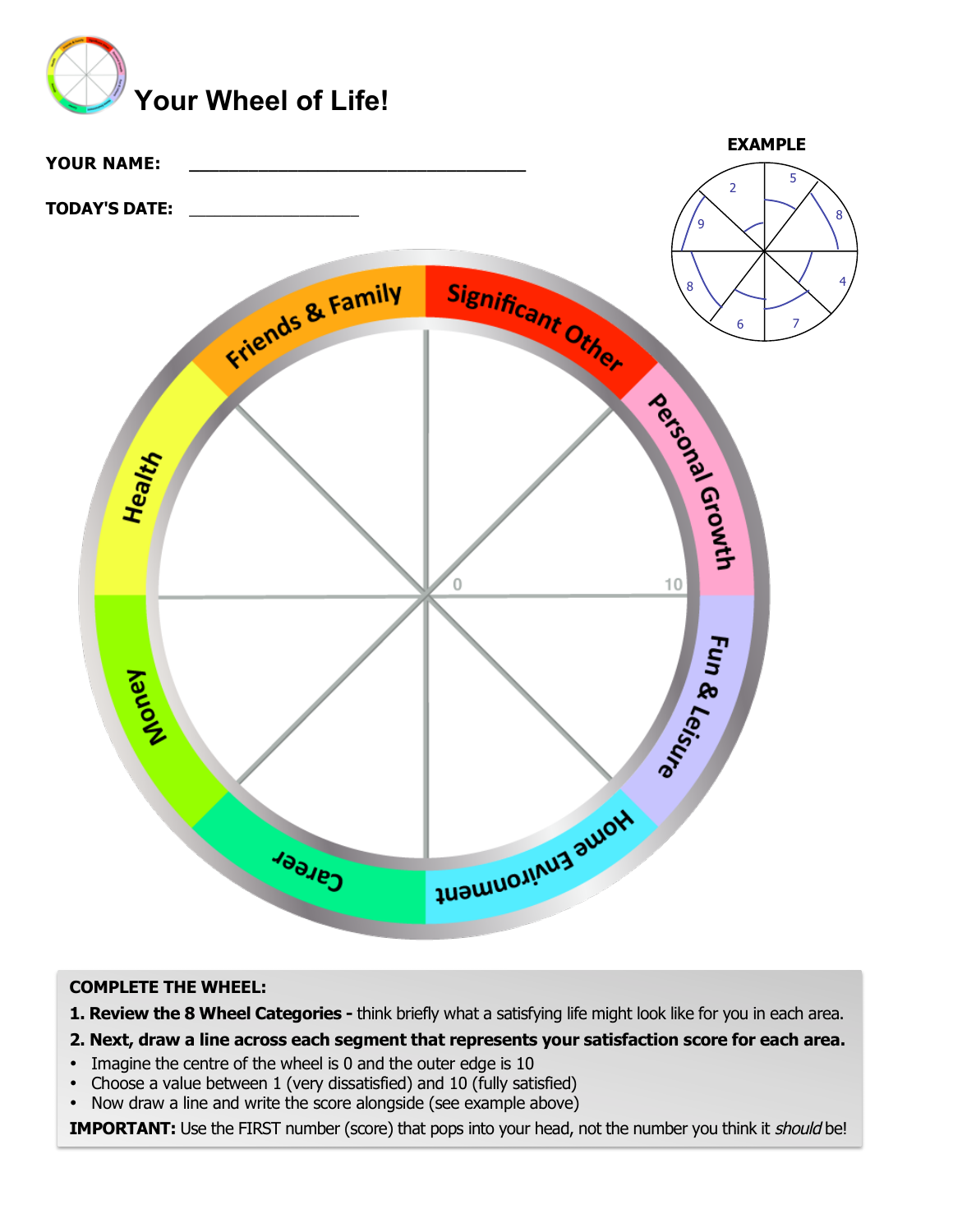# Your Wheel of Life!

**YOUR NAME:** ________________________________

**TODAY'S DATE:** _________________

EXAMPLE

Friends & Family

Significant Other

Personal Growth

Fun & Leisure

Home Environment

Career

Money

Health

0

10

**COMPLETE THE WHEEL:**

**1. Review the 8 Wheel Categories -** think briefly what a satisfying life might look like for you in each area.

**2. Next, draw a line across each segment that represents your satisfaction score for each area.**

- Imagine the centre of the wheel is 0 and the outer edge is 10
- Choose a value between 1 (very dissatisfied) and 10 (fully satisfied)
- Now draw a line and write the score alongside (see example above)

**IMPORTANT:** Use the FIRST number (score) that pops into your head, not the number you think it *should* be!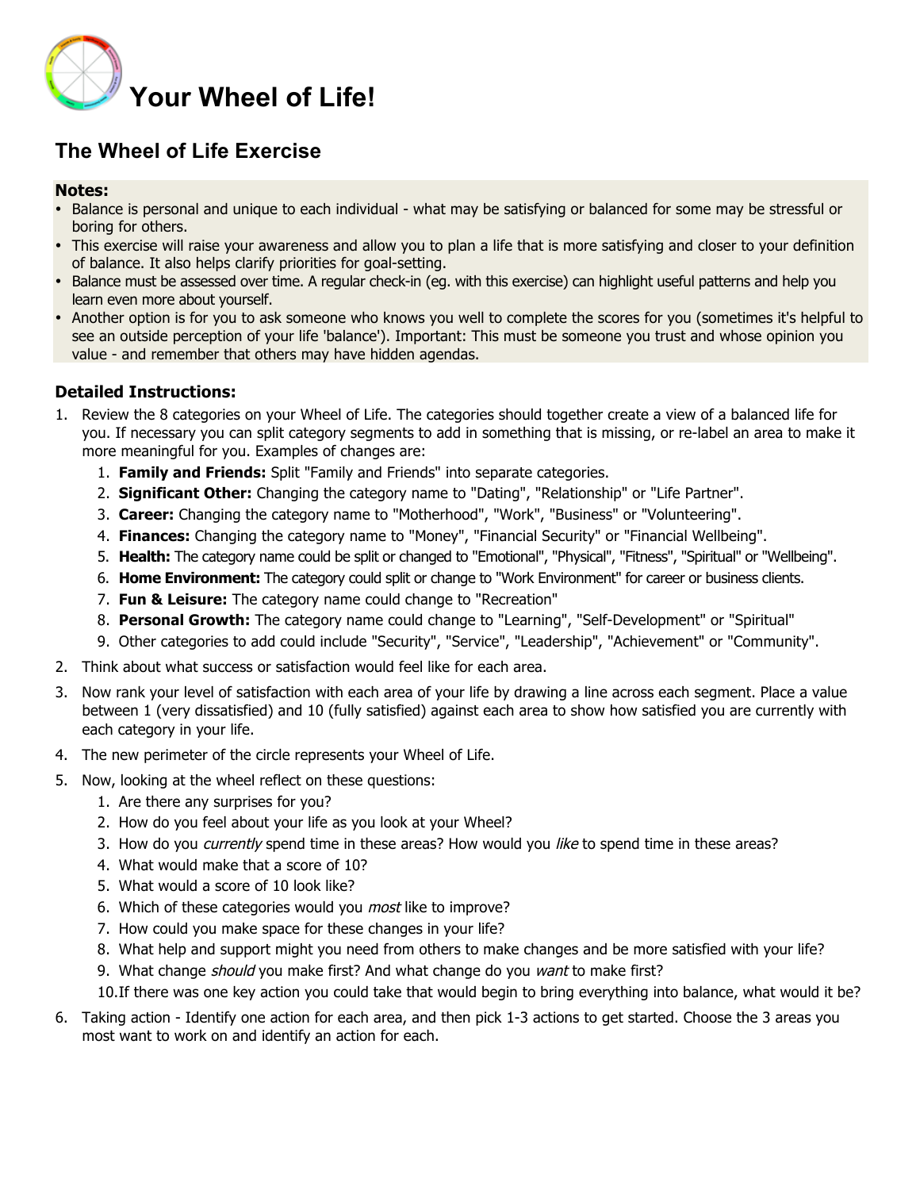# Your Wheel of Life!

## The Wheel of Life Exercise

**Notes:**

- Balance is personal and unique to each individual - what may be satisfying or balanced for some may be stressful or boring for others.
- This exercise will raise your awareness and allow you to plan a life that is more satisfying and closer to your definition of balance. It also helps clarify priorities for goal-setting.
- Balance must be assessed over time. A regular check-in (eg. with this exercise) can highlight useful patterns and help you learn even more about yourself.
- Another option is for you to ask someone who knows you well to complete the scores for you (sometimes it's helpful to see an outside perception of your life 'balance'). Important: This must be someone you trust and whose opinion you value - and remember that others may have hidden agendas.

### Detailed Instructions:

1. Review the 8 categories on your Wheel of Life. The categories should together create a view of a balanced life for you. If necessary you can split category segments to add in something that is missing, or re-label an area to make it more meaningful for you. Examples of changes are:
   1. **Family and Friends:** Split "Family and Friends" into separate categories.
   2. **Significant Other:** Changing the category name to "Dating", "Relationship" or "Life Partner".
   3. **Career:** Changing the category name to "Motherhood", "Work", "Business" or "Volunteering".
   4. **Finances:** Changing the category name to "Money", "Financial Security" or "Financial Wellbeing".
   5. **Health:** The category name could be split or changed to "Emotional", "Physical", "Fitness", "Spiritual" or "Wellbeing".
   6. **Home Environment:** The category could split or change to "Work Environment" for career or business clients.
   7. **Fun & Leisure:** The category name could change to "Recreation"
   8. **Personal Growth:** The category name could change to "Learning", "Self-Development" or "Spiritual"
   9. Other categories to add could include "Security", "Service", "Leadership", "Achievement" or "Community".
2. Think about what success or satisfaction would feel like for each area.
3. Now rank your level of satisfaction with each area of your life by drawing a line across each segment. Place a value between 1 (very dissatisfied) and 10 (fully satisfied) against each area to show how satisfied you are currently with each category in your life.
4. The new perimeter of the circle represents your Wheel of Life.
5. Now, looking at the wheel reflect on these questions:
   1. Are there any surprises for you?
   2. How do you feel about your life as you look at your Wheel?
   3. How do you *currently* spend time in these areas? How would you *like* to spend time in these areas?
   4. What would make that a score of 10?
   5. What would a score of 10 look like?
   6. Which of these categories would you *most* like to improve?
   7. How could you make space for these changes in your life?
   8. What help and support might you need from others to make changes and be more satisfied with your life?
   9. What change *should* you make first? And what change do you *want* to make first?
   10. If there was one key action you could take that would begin to bring everything into balance, what would it be?
6. Taking action - Identify one action for each area, and then pick 1-3 actions to get started. Choose the 3 areas you most want to work on and identify an action for each.